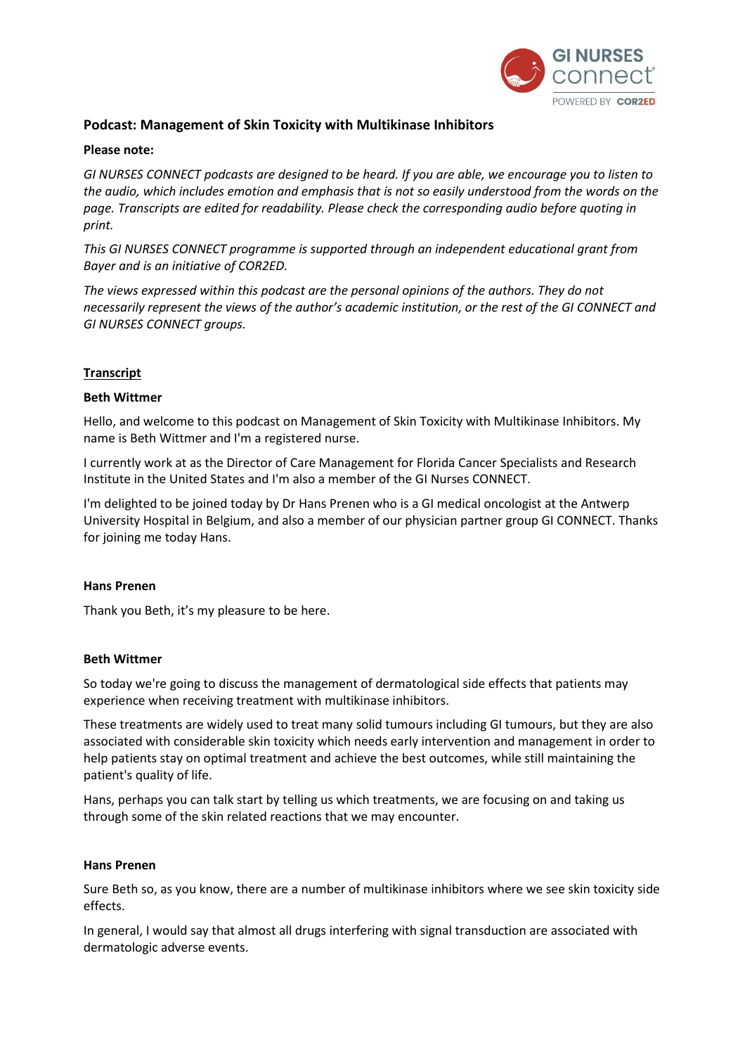## Podcast: Management of Skin Toxicity with Multikinase Inhibitors

**Please note:**

*GI NURSES CONNECT podcasts are designed to be heard. If you are able, we encourage you to listen to the audio, which includes emotion and emphasis that is not so easily understood from the words on the page. Transcripts are edited for readability. Please check the corresponding audio before quoting in print.*

*This GI NURSES CONNECT programme is supported through an independent educational grant from Bayer and is an initiative of COR2ED.*

*The views expressed within this podcast are the personal opinions of the authors. They do not necessarily represent the views of the author's academic institution, or the rest of the GI CONNECT and GI NURSES CONNECT groups.*

**Transcript**

**Beth Wittmer**

Hello, and welcome to this podcast on Management of Skin Toxicity with Multikinase Inhibitors. My name is Beth Wittmer and I'm a registered nurse.

I currently work at as the Director of Care Management for Florida Cancer Specialists and Research Institute in the United States and I'm also a member of the GI Nurses CONNECT.

I'm delighted to be joined today by Dr Hans Prenen who is a GI medical oncologist at the Antwerp University Hospital in Belgium, and also a member of our physician partner group GI CONNECT. Thanks for joining me today Hans.

**Hans Prenen**

Thank you Beth, it's my pleasure to be here.

**Beth Wittmer**

So today we're going to discuss the management of dermatological side effects that patients may experience when receiving treatment with multikinase inhibitors.

These treatments are widely used to treat many solid tumours including GI tumours, but they are also associated with considerable skin toxicity which needs early intervention and management in order to help patients stay on optimal treatment and achieve the best outcomes, while still maintaining the patient's quality of life.

Hans, perhaps you can talk start by telling us which treatments, we are focusing on and taking us through some of the skin related reactions that we may encounter.

**Hans Prenen**

Sure Beth so, as you know, there are a number of multikinase inhibitors where we see skin toxicity side effects.

In general, I would say that almost all drugs interfering with signal transduction are associated with dermatologic adverse events.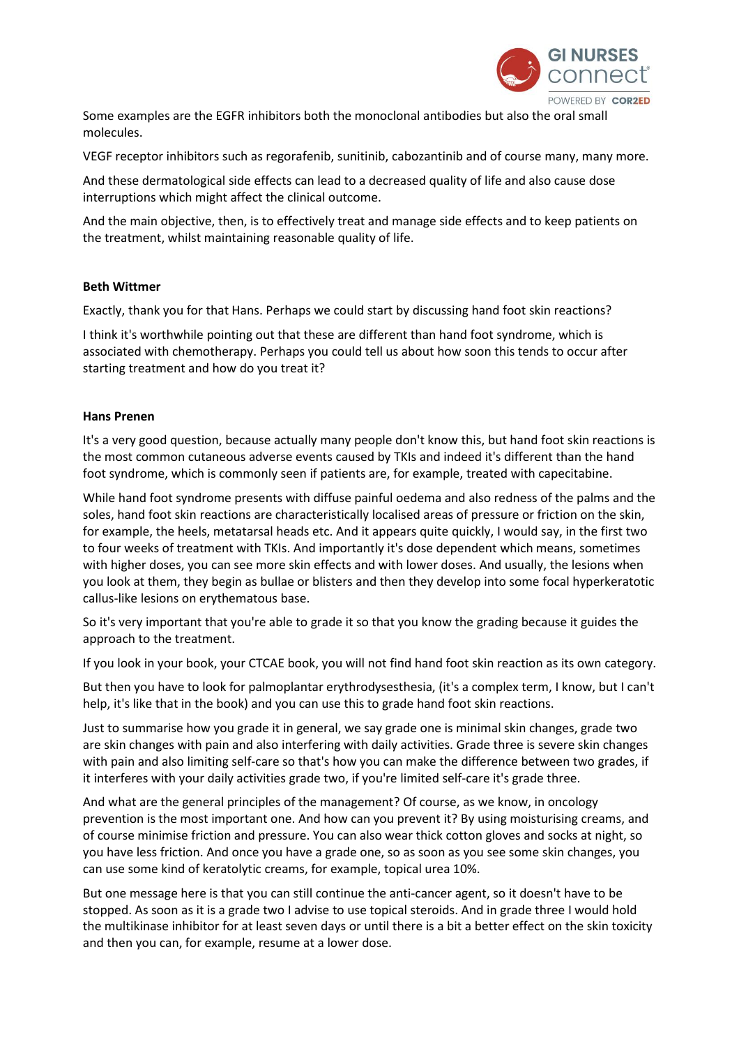Some examples are the EGFR inhibitors both the monoclonal antibodies but also the oral small molecules.

VEGF receptor inhibitors such as regorafenib, sunitinib, cabozantinib and of course many, many more.

And these dermatological side effects can lead to a decreased quality of life and also cause dose interruptions which might affect the clinical outcome.

And the main objective, then, is to effectively treat and manage side effects and to keep patients on the treatment, whilst maintaining reasonable quality of life.

**Beth Wittmer**

Exactly, thank you for that Hans. Perhaps we could start by discussing hand foot skin reactions?

I think it's worthwhile pointing out that these are different than hand foot syndrome, which is associated with chemotherapy. Perhaps you could tell us about how soon this tends to occur after starting treatment and how do you treat it?

**Hans Prenen**

It's a very good question, because actually many people don't know this, but hand foot skin reactions is the most common cutaneous adverse events caused by TKIs and indeed it's different than the hand foot syndrome, which is commonly seen if patients are, for example, treated with capecitabine.

While hand foot syndrome presents with diffuse painful oedema and also redness of the palms and the soles, hand foot skin reactions are characteristically localised areas of pressure or friction on the skin, for example, the heels, metatarsal heads etc. And it appears quite quickly, I would say, in the first two to four weeks of treatment with TKIs. And importantly it's dose dependent which means, sometimes with higher doses, you can see more skin effects and with lower doses. And usually, the lesions when you look at them, they begin as bullae or blisters and then they develop into some focal hyperkeratotic callus-like lesions on erythematous base.

So it's very important that you're able to grade it so that you know the grading because it guides the approach to the treatment.

If you look in your book, your CTCAE book, you will not find hand foot skin reaction as its own category.

But then you have to look for palmoplantar erythrodysesthesia, (it's a complex term, I know, but I can't help, it's like that in the book) and you can use this to grade hand foot skin reactions.

Just to summarise how you grade it in general, we say grade one is minimal skin changes, grade two are skin changes with pain and also interfering with daily activities. Grade three is severe skin changes with pain and also limiting self-care so that's how you can make the difference between two grades, if it interferes with your daily activities grade two, if you're limited self-care it's grade three.

And what are the general principles of the management? Of course, as we know, in oncology prevention is the most important one. And how can you prevent it? By using moisturising creams, and of course minimise friction and pressure. You can also wear thick cotton gloves and socks at night, so you have less friction. And once you have a grade one, so as soon as you see some skin changes, you can use some kind of keratolytic creams, for example, topical urea 10%.

But one message here is that you can still continue the anti-cancer agent, so it doesn't have to be stopped. As soon as it is a grade two I advise to use topical steroids. And in grade three I would hold the multikinase inhibitor for at least seven days or until there is a bit a better effect on the skin toxicity and then you can, for example, resume at a lower dose.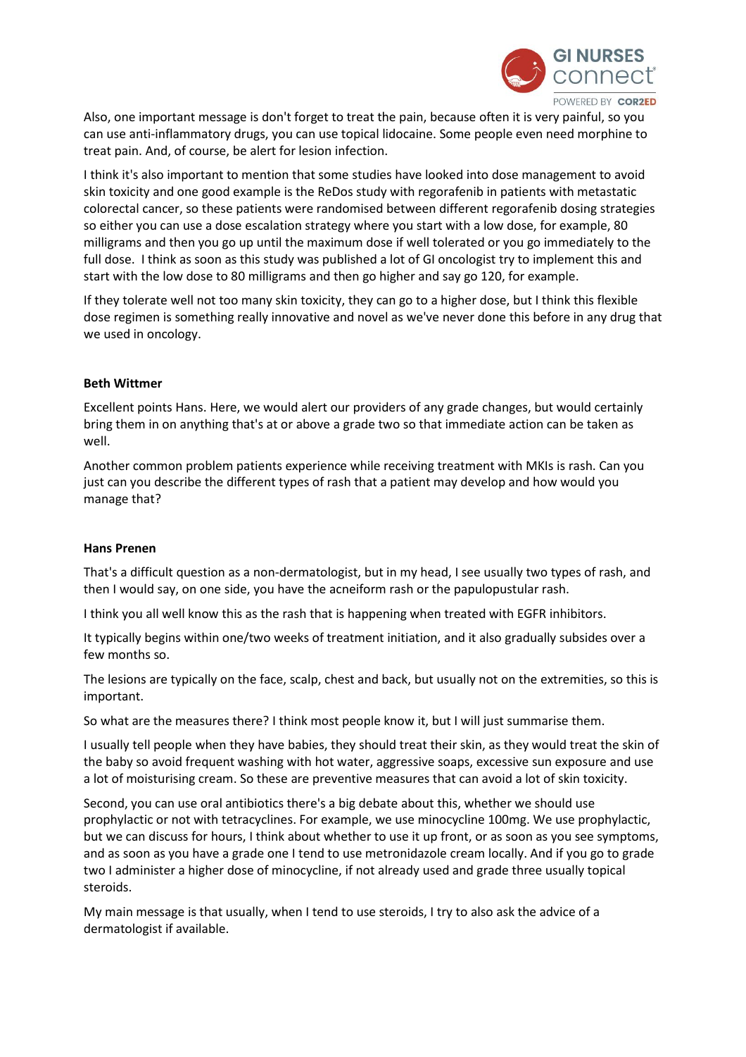Also, one important message is don't forget to treat the pain, because often it is very painful, so you can use anti-inflammatory drugs, you can use topical lidocaine. Some people even need morphine to treat pain. And, of course, be alert for lesion infection.

I think it's also important to mention that some studies have looked into dose management to avoid skin toxicity and one good example is the ReDos study with regorafenib in patients with metastatic colorectal cancer, so these patients were randomised between different regorafenib dosing strategies so either you can use a dose escalation strategy where you start with a low dose, for example, 80 milligrams and then you go up until the maximum dose if well tolerated or you go immediately to the full dose. I think as soon as this study was published a lot of GI oncologist try to implement this and start with the low dose to 80 milligrams and then go higher and say go 120, for example.

If they tolerate well not too many skin toxicity, they can go to a higher dose, but I think this flexible dose regimen is something really innovative and novel as we've never done this before in any drug that we used in oncology.

**Beth Wittmer**

Excellent points Hans. Here, we would alert our providers of any grade changes, but would certainly bring them in on anything that's at or above a grade two so that immediate action can be taken as well.

Another common problem patients experience while receiving treatment with MKIs is rash. Can you just can you describe the different types of rash that a patient may develop and how would you manage that?

**Hans Prenen**

That's a difficult question as a non-dermatologist, but in my head, I see usually two types of rash, and then I would say, on one side, you have the acneiform rash or the papulopustular rash.

I think you all well know this as the rash that is happening when treated with EGFR inhibitors.

It typically begins within one/two weeks of treatment initiation, and it also gradually subsides over a few months so.

The lesions are typically on the face, scalp, chest and back, but usually not on the extremities, so this is important.

So what are the measures there? I think most people know it, but I will just summarise them.

I usually tell people when they have babies, they should treat their skin, as they would treat the skin of the baby so avoid frequent washing with hot water, aggressive soaps, excessive sun exposure and use a lot of moisturising cream. So these are preventive measures that can avoid a lot of skin toxicity.

Second, you can use oral antibiotics there's a big debate about this, whether we should use prophylactic or not with tetracyclines. For example, we use minocycline 100mg. We use prophylactic, but we can discuss for hours, I think about whether to use it up front, or as soon as you see symptoms, and as soon as you have a grade one I tend to use metronidazole cream locally. And if you go to grade two I administer a higher dose of minocycline, if not already used and grade three usually topical steroids.

My main message is that usually, when I tend to use steroids, I try to also ask the advice of a dermatologist if available.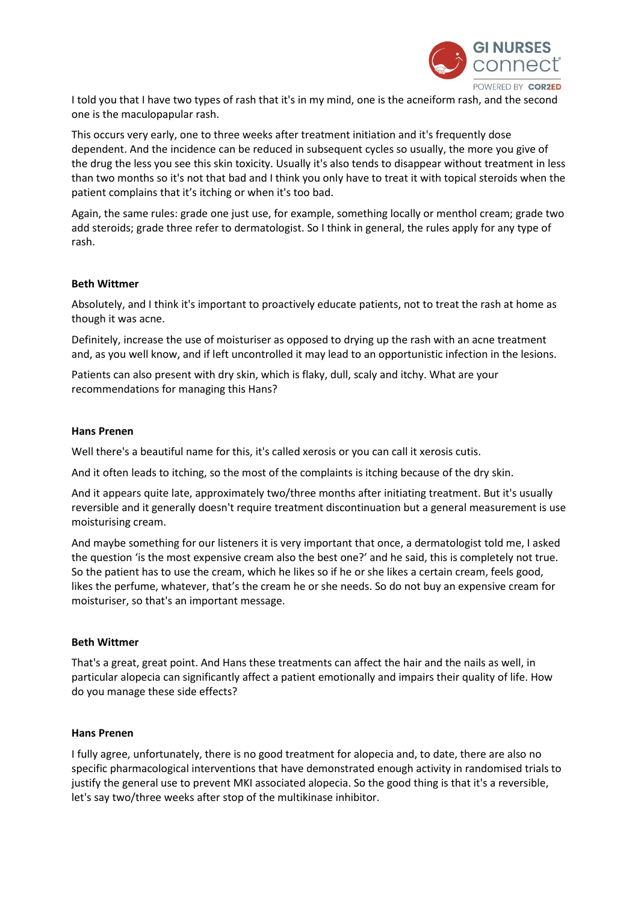I told you that I have two types of rash that it's in my mind, one is the acneiform rash, and the second one is the maculopapular rash.

This occurs very early, one to three weeks after treatment initiation and it's frequently dose dependent. And the incidence can be reduced in subsequent cycles so usually, the more you give of the drug the less you see this skin toxicity. Usually it's also tends to disappear without treatment in less than two months so it's not that bad and I think you only have to treat it with topical steroids when the patient complains that it's itching or when it's too bad.

Again, the same rules: grade one just use, for example, something locally or menthol cream; grade two add steroids; grade three refer to dermatologist. So I think in general, the rules apply for any type of rash.

**Beth Wittmer**

Absolutely, and I think it's important to proactively educate patients, not to treat the rash at home as though it was acne.

Definitely, increase the use of moisturiser as opposed to drying up the rash with an acne treatment and, as you well know, and if left uncontrolled it may lead to an opportunistic infection in the lesions.

Patients can also present with dry skin, which is flaky, dull, scaly and itchy. What are your recommendations for managing this Hans?

**Hans Prenen**

Well there's a beautiful name for this, it's called xerosis or you can call it xerosis cutis.

And it often leads to itching, so the most of the complaints is itching because of the dry skin.

And it appears quite late, approximately two/three months after initiating treatment. But it's usually reversible and it generally doesn't require treatment discontinuation but a general measurement is use moisturising cream.

And maybe something for our listeners it is very important that once, a dermatologist told me, I asked the question 'is the most expensive cream also the best one?' and he said, this is completely not true. So the patient has to use the cream, which he likes so if he or she likes a certain cream, feels good, likes the perfume, whatever, that's the cream he or she needs. So do not buy an expensive cream for moisturiser, so that's an important message.

**Beth Wittmer**

That's a great, great point. And Hans these treatments can affect the hair and the nails as well, in particular alopecia can significantly affect a patient emotionally and impairs their quality of life. How do you manage these side effects?

**Hans Prenen**

I fully agree, unfortunately, there is no good treatment for alopecia and, to date, there are also no specific pharmacological interventions that have demonstrated enough activity in randomised trials to justify the general use to prevent MKI associated alopecia. So the good thing is that it's a reversible, let's say two/three weeks after stop of the multikinase inhibitor.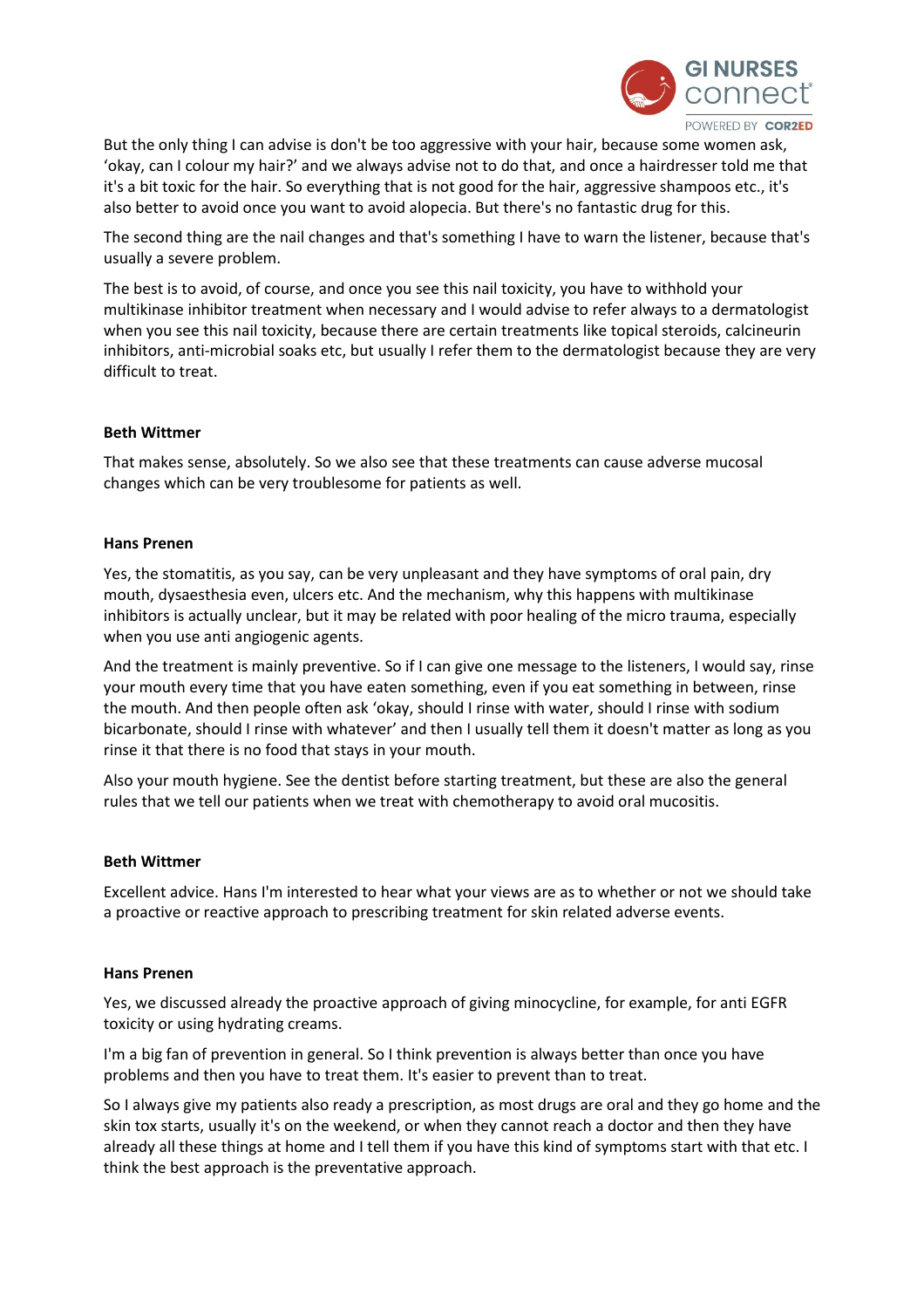But the only thing I can advise is don't be too aggressive with your hair, because some women ask, 'okay, can I colour my hair?' and we always advise not to do that, and once a hairdresser told me that it's a bit toxic for the hair. So everything that is not good for the hair, aggressive shampoos etc., it's also better to avoid once you want to avoid alopecia. But there's no fantastic drug for this.

The second thing are the nail changes and that's something I have to warn the listener, because that's usually a severe problem.

The best is to avoid, of course, and once you see this nail toxicity, you have to withhold your multikinase inhibitor treatment when necessary and I would advise to refer always to a dermatologist when you see this nail toxicity, because there are certain treatments like topical steroids, calcineurin inhibitors, anti-microbial soaks etc, but usually I refer them to the dermatologist because they are very difficult to treat.

**Beth Wittmer**

That makes sense, absolutely. So we also see that these treatments can cause adverse mucosal changes which can be very troublesome for patients as well.

**Hans Prenen**

Yes, the stomatitis, as you say, can be very unpleasant and they have symptoms of oral pain, dry mouth, dysaesthesia even, ulcers etc. And the mechanism, why this happens with multikinase inhibitors is actually unclear, but it may be related with poor healing of the micro trauma, especially when you use anti angiogenic agents.

And the treatment is mainly preventive. So if I can give one message to the listeners, I would say, rinse your mouth every time that you have eaten something, even if you eat something in between, rinse the mouth. And then people often ask 'okay, should I rinse with water, should I rinse with sodium bicarbonate, should I rinse with whatever' and then I usually tell them it doesn't matter as long as you rinse it that there is no food that stays in your mouth.

Also your mouth hygiene. See the dentist before starting treatment, but these are also the general rules that we tell our patients when we treat with chemotherapy to avoid oral mucositis.

**Beth Wittmer**

Excellent advice. Hans I'm interested to hear what your views are as to whether or not we should take a proactive or reactive approach to prescribing treatment for skin related adverse events.

**Hans Prenen**

Yes, we discussed already the proactive approach of giving minocycline, for example, for anti EGFR toxicity or using hydrating creams.

I'm a big fan of prevention in general. So I think prevention is always better than once you have problems and then you have to treat them. It's easier to prevent than to treat.

So I always give my patients also ready a prescription, as most drugs are oral and they go home and the skin tox starts, usually it's on the weekend, or when they cannot reach a doctor and then they have already all these things at home and I tell them if you have this kind of symptoms start with that etc. I think the best approach is the preventative approach.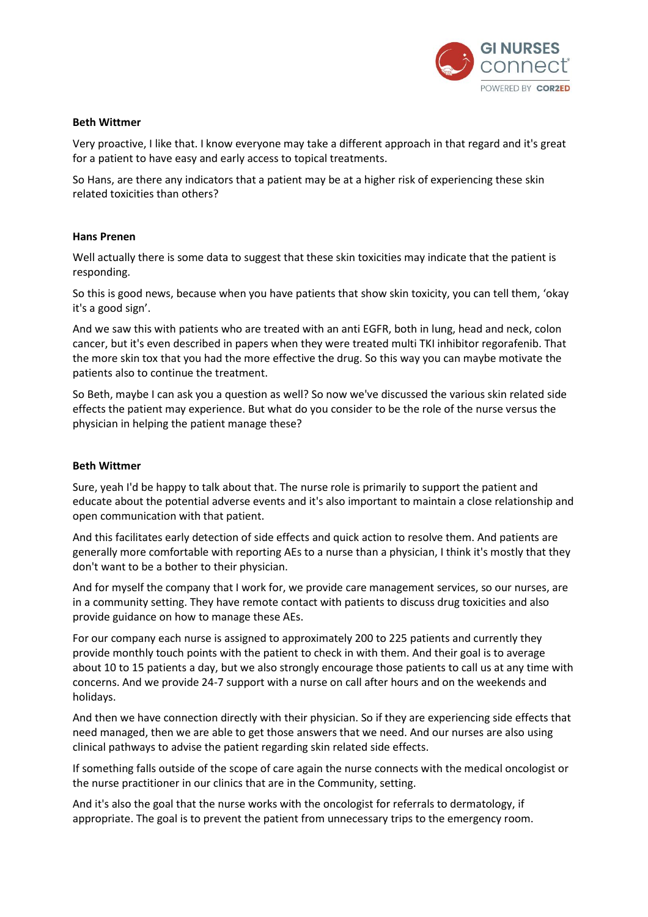**Beth Wittmer**

Very proactive, I like that. I know everyone may take a different approach in that regard and it's great for a patient to have easy and early access to topical treatments.

So Hans, are there any indicators that a patient may be at a higher risk of experiencing these skin related toxicities than others?

**Hans Prenen**

Well actually there is some data to suggest that these skin toxicities may indicate that the patient is responding.

So this is good news, because when you have patients that show skin toxicity, you can tell them, 'okay it's a good sign'.

And we saw this with patients who are treated with an anti EGFR, both in lung, head and neck, colon cancer, but it's even described in papers when they were treated multi TKI inhibitor regorafenib. That the more skin tox that you had the more effective the drug. So this way you can maybe motivate the patients also to continue the treatment.

So Beth, maybe I can ask you a question as well? So now we've discussed the various skin related side effects the patient may experience. But what do you consider to be the role of the nurse versus the physician in helping the patient manage these?

**Beth Wittmer**

Sure, yeah I'd be happy to talk about that. The nurse role is primarily to support the patient and educate about the potential adverse events and it's also important to maintain a close relationship and open communication with that patient.

And this facilitates early detection of side effects and quick action to resolve them. And patients are generally more comfortable with reporting AEs to a nurse than a physician, I think it's mostly that they don't want to be a bother to their physician.

And for myself the company that I work for, we provide care management services, so our nurses, are in a community setting. They have remote contact with patients to discuss drug toxicities and also provide guidance on how to manage these AEs.

For our company each nurse is assigned to approximately 200 to 225 patients and currently they provide monthly touch points with the patient to check in with them. And their goal is to average about 10 to 15 patients a day, but we also strongly encourage those patients to call us at any time with concerns. And we provide 24-7 support with a nurse on call after hours and on the weekends and holidays.

And then we have connection directly with their physician. So if they are experiencing side effects that need managed, then we are able to get those answers that we need. And our nurses are also using clinical pathways to advise the patient regarding skin related side effects.

If something falls outside of the scope of care again the nurse connects with the medical oncologist or the nurse practitioner in our clinics that are in the Community, setting.

And it's also the goal that the nurse works with the oncologist for referrals to dermatology, if appropriate. The goal is to prevent the patient from unnecessary trips to the emergency room.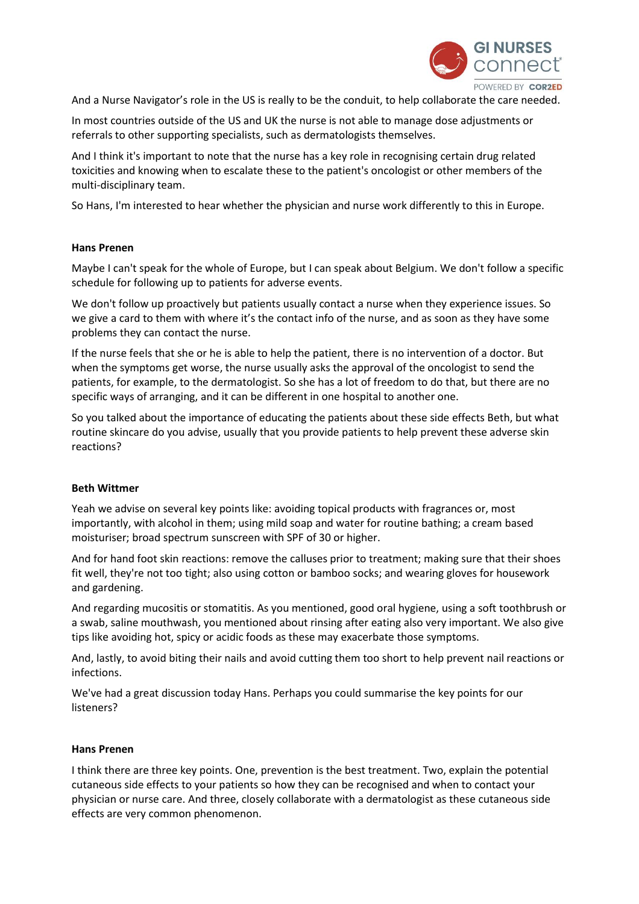And a Nurse Navigator's role in the US is really to be the conduit, to help collaborate the care needed.

In most countries outside of the US and UK the nurse is not able to manage dose adjustments or referrals to other supporting specialists, such as dermatologists themselves.

And I think it's important to note that the nurse has a key role in recognising certain drug related toxicities and knowing when to escalate these to the patient's oncologist or other members of the multi-disciplinary team.

So Hans, I'm interested to hear whether the physician and nurse work differently to this in Europe.

**Hans Prenen**

Maybe I can't speak for the whole of Europe, but I can speak about Belgium. We don't follow a specific schedule for following up to patients for adverse events.

We don't follow up proactively but patients usually contact a nurse when they experience issues. So we give a card to them with where it's the contact info of the nurse, and as soon as they have some problems they can contact the nurse.

If the nurse feels that she or he is able to help the patient, there is no intervention of a doctor. But when the symptoms get worse, the nurse usually asks the approval of the oncologist to send the patients, for example, to the dermatologist. So she has a lot of freedom to do that, but there are no specific ways of arranging, and it can be different in one hospital to another one.

So you talked about the importance of educating the patients about these side effects Beth, but what routine skincare do you advise, usually that you provide patients to help prevent these adverse skin reactions?

**Beth Wittmer**

Yeah we advise on several key points like: avoiding topical products with fragrances or, most importantly, with alcohol in them; using mild soap and water for routine bathing; a cream based moisturiser; broad spectrum sunscreen with SPF of 30 or higher.

And for hand foot skin reactions: remove the calluses prior to treatment; making sure that their shoes fit well, they're not too tight; also using cotton or bamboo socks; and wearing gloves for housework and gardening.

And regarding mucositis or stomatitis. As you mentioned, good oral hygiene, using a soft toothbrush or a swab, saline mouthwash, you mentioned about rinsing after eating also very important. We also give tips like avoiding hot, spicy or acidic foods as these may exacerbate those symptoms.

And, lastly, to avoid biting their nails and avoid cutting them too short to help prevent nail reactions or infections.

We've had a great discussion today Hans. Perhaps you could summarise the key points for our listeners?

**Hans Prenen**

I think there are three key points. One, prevention is the best treatment. Two, explain the potential cutaneous side effects to your patients so how they can be recognised and when to contact your physician or nurse care. And three, closely collaborate with a dermatologist as these cutaneous side effects are very common phenomenon.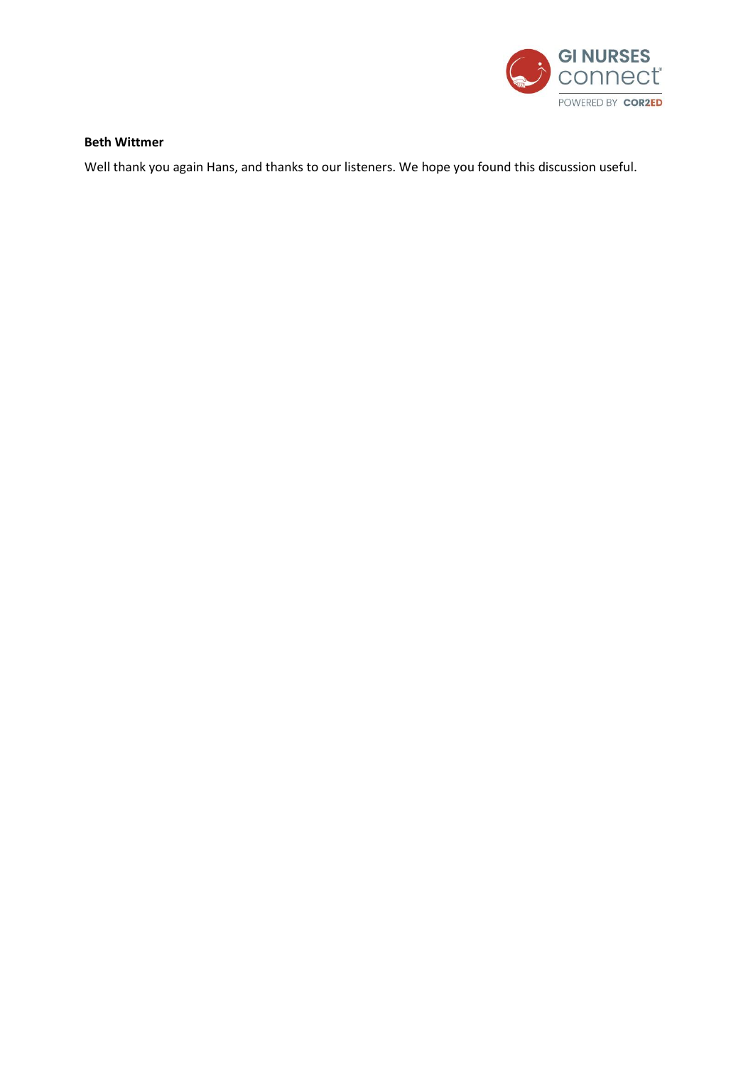**Beth Wittmer**

Well thank you again Hans, and thanks to our listeners. We hope you found this discussion useful.